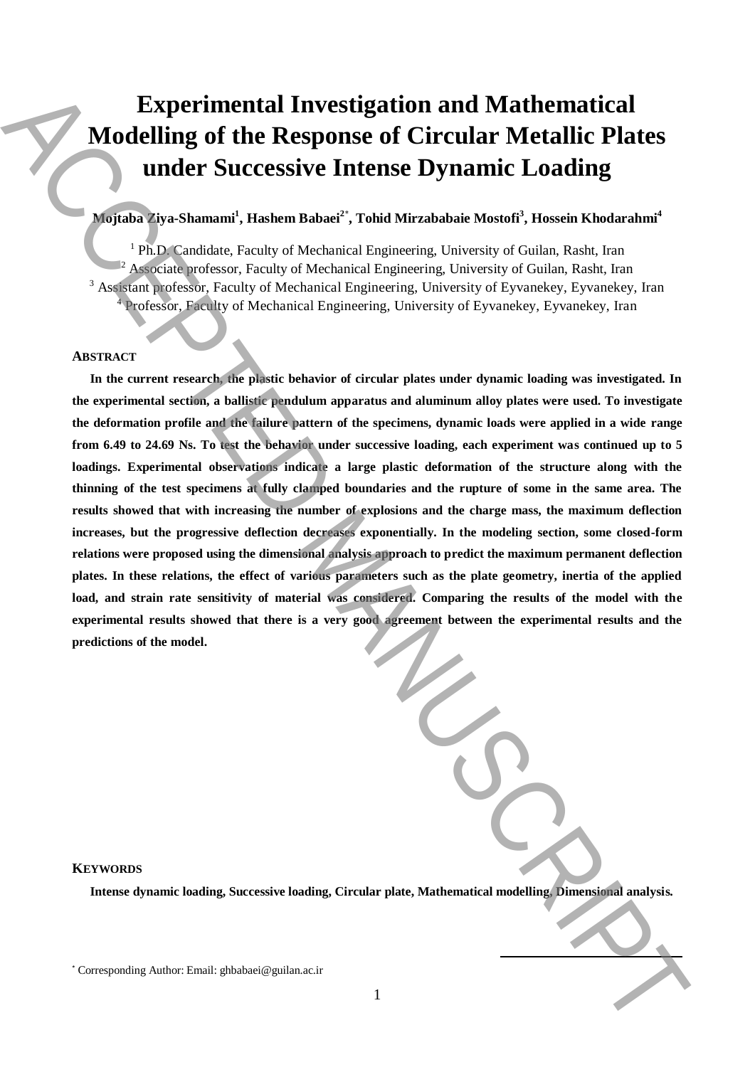# Experimental Investigation and Mathematical Modelling of the Response of Circular Metallic Plates under Successive Intense Dynamic Loading

**Mojtaba Ziya-Shamami[1], Hashem Babaei[2*], Tohid Mirzababaie Mostofi[3], Hossein Khodarahmi[4]**

[1] Ph.D. Candidate, Faculty of Mechanical Engineering, University of Guilan, Rasht, Iran
[2] Associate professor, Faculty of Mechanical Engineering, University of Guilan, Rasht, Iran
[3] Assistant professor, Faculty of Mechanical Engineering, University of Eyvanekey, Eyvanekey, Iran
[4] Professor, Faculty of Mechanical Engineering, University of Eyvanekey, Eyvanekey, Iran

## ABSTRACT

**In the current research, the plastic behavior of circular plates under dynamic loading was investigated. In the experimental section, a ballistic pendulum apparatus and aluminum alloy plates were used. To investigate the deformation profile and the failure pattern of the specimens, dynamic loads were applied in a wide range from 6.49 to 24.69 Ns. To test the behavior under successive loading, each experiment was continued up to 5 loadings. Experimental observations indicate a large plastic deformation of the structure along with the thinning of the test specimens at fully clamped boundaries and the rupture of some in the same area. The results showed that with increasing the number of explosions and the charge mass, the maximum deflection increases, but the progressive deflection decreases exponentially. In the modeling section, some closed-form relations were proposed using the dimensional analysis approach to predict the maximum permanent deflection plates. In these relations, the effect of various parameters such as the plate geometry, inertia of the applied load, and strain rate sensitivity of material was considered. Comparing the results of the model with the experimental results showed that there is a very good agreement between the experimental results and the predictions of the model.**

## KEYWORDS

**Intense dynamic loading, Successive loading, Circular plate, Mathematical modelling, Dimensional analysis.**

[*] Corresponding Author: Email: ghbabaei@guilan.ac.ir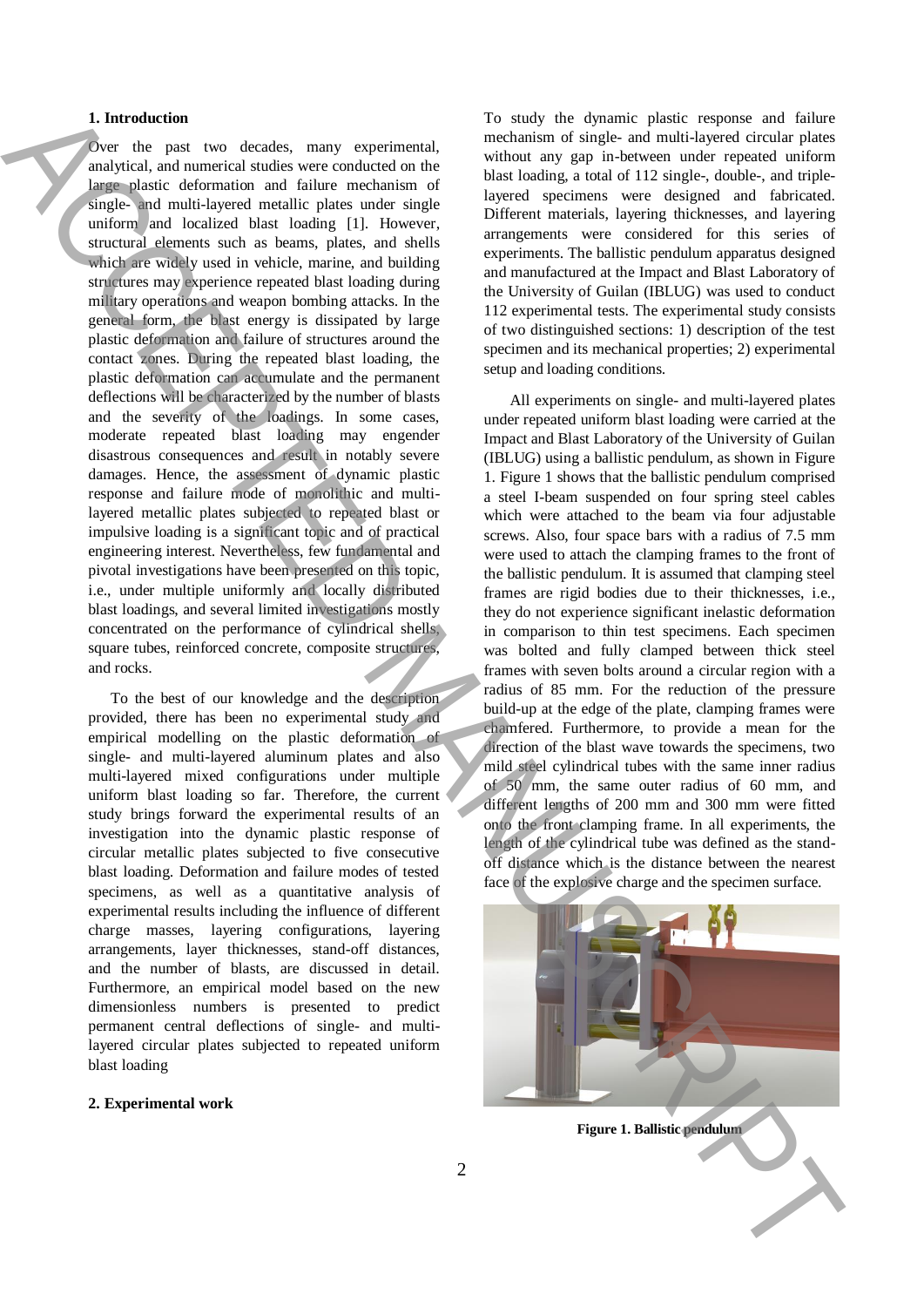## 1. Introduction

Over the past two decades, many experimental, analytical, and numerical studies were conducted on the large plastic deformation and failure mechanism of single- and multi-layered metallic plates under single uniform and localized blast loading [1]. However, structural elements such as beams, plates, and shells which are widely used in vehicle, marine, and building structures may experience repeated blast loading during military operations and weapon bombing attacks. In the general form, the blast energy is dissipated by large plastic deformation and failure of structures around the contact zones. During the repeated blast loading, the plastic deformation can accumulate and the permanent deflections will be characterized by the number of blasts and the severity of the loadings. In some cases, moderate repeated blast loading may engender disastrous consequences and result in notably severe damages. Hence, the assessment of dynamic plastic response and failure mode of monolithic and multi-layered metallic plates subjected to repeated blast or impulsive loading is a significant topic and of practical engineering interest. Nevertheless, few fundamental and pivotal investigations have been presented on this topic, i.e., under multiple uniformly and locally distributed blast loadings, and several limited investigations mostly concentrated on the performance of cylindrical shells, square tubes, reinforced concrete, composite structures, and rocks.

To the best of our knowledge and the description provided, there has been no experimental study and empirical modelling on the plastic deformation of single- and multi-layered aluminum plates and also multi-layered mixed configurations under multiple uniform blast loading so far. Therefore, the current study brings forward the experimental results of an investigation into the dynamic plastic response of circular metallic plates subjected to five consecutive blast loading. Deformation and failure modes of tested specimens, as well as a quantitative analysis of experimental results including the influence of different charge masses, layering configurations, layering arrangements, layer thicknesses, stand-off distances, and the number of blasts, are discussed in detail. Furthermore, an empirical model based on the new dimensionless numbers is presented to predict permanent central deflections of single- and multi-layered circular plates subjected to repeated uniform blast loading

## 2. Experimental work

To study the dynamic plastic response and failure mechanism of single- and multi-layered circular plates without any gap in-between under repeated uniform blast loading, a total of 112 single-, double-, and triple-layered specimens were designed and fabricated. Different materials, layering thicknesses, and layering arrangements were considered for this series of experiments. The ballistic pendulum apparatus designed and manufactured at the Impact and Blast Laboratory of the University of Guilan (IBLUG) was used to conduct 112 experimental tests. The experimental study consists of two distinguished sections: 1) description of the test specimen and its mechanical properties; 2) experimental setup and loading conditions.

All experiments on single- and multi-layered plates under repeated uniform blast loading were carried at the Impact and Blast Laboratory of the University of Guilan (IBLUG) using a ballistic pendulum, as shown in Figure 1. Figure 1 shows that the ballistic pendulum comprised a steel I-beam suspended on four spring steel cables which were attached to the beam via four adjustable screws. Also, four space bars with a radius of 7.5 mm were used to attach the clamping frames to the front of the ballistic pendulum. It is assumed that clamping steel frames are rigid bodies due to their thicknesses, i.e., they do not experience significant inelastic deformation in comparison to thin test specimens. Each specimen was bolted and fully clamped between thick steel frames with seven bolts around a circular region with a radius of 85 mm. For the reduction of the pressure build-up at the edge of the plate, clamping frames were chamfered. Furthermore, to provide a mean for the direction of the blast wave towards the specimens, two mild steel cylindrical tubes with the same inner radius of 50 mm, the same outer radius of 60 mm, and different lengths of 200 mm and 300 mm were fitted onto the front clamping frame. In all experiments, the length of the cylindrical tube was defined as the stand-off distance which is the distance between the nearest face of the explosive charge and the specimen surface.

**Figure 1. Ballistic pendulum**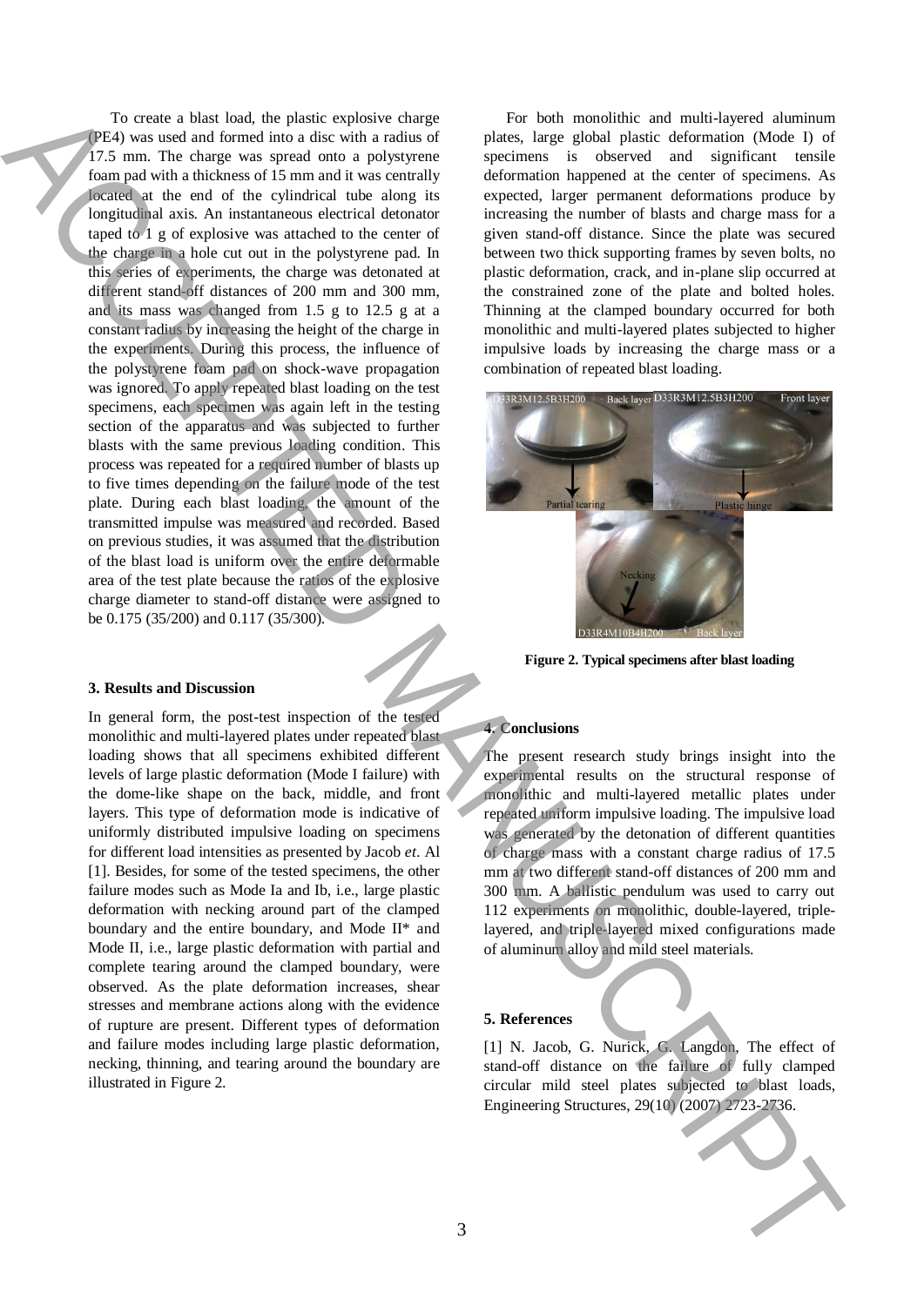To create a blast load, the plastic explosive charge (PE4) was used and formed into a disc with a radius of 17.5 mm. The charge was spread onto a polystyrene foam pad with a thickness of 15 mm and it was centrally located at the end of the cylindrical tube along its longitudinal axis. An instantaneous electrical detonator taped to 1 g of explosive was attached to the center of the charge in a hole cut out in the polystyrene pad. In this series of experiments, the charge was detonated at different stand-off distances of 200 mm and 300 mm, and its mass was changed from 1.5 g to 12.5 g at a constant radius by increasing the height of the charge in the experiments. During this process, the influence of the polystyrene foam pad on shock-wave propagation was ignored. To apply repeated blast loading on the test specimens, each specimen was again left in the testing section of the apparatus and was subjected to further blasts with the same previous loading condition. This process was repeated for a required number of blasts up to five times depending on the failure mode of the test plate. During each blast loading, the amount of the transmitted impulse was measured and recorded. Based on previous studies, it was assumed that the distribution of the blast load is uniform over the entire deformable area of the test plate because the ratios of the explosive charge diameter to stand-off distance were assigned to be 0.175 (35/200) and 0.117 (35/300).

### 3. Results and Discussion

In general form, the post-test inspection of the tested monolithic and multi-layered plates under repeated blast loading shows that all specimens exhibited different levels of large plastic deformation (Mode I failure) with the dome-like shape on the back, middle, and front layers. This type of deformation mode is indicative of uniformly distributed impulsive loading on specimens for different load intensities as presented by Jacob *et*. Al [1]. Besides, for some of the tested specimens, the other failure modes such as Mode Ia and Ib, i.e., large plastic deformation with necking around part of the clamped boundary and the entire boundary, and Mode II* and Mode II, i.e., large plastic deformation with partial and complete tearing around the clamped boundary, were observed. As the plate deformation increases, shear stresses and membrane actions along with the evidence of rupture are present. Different types of deformation and failure modes including large plastic deformation, necking, thinning, and tearing around the boundary are illustrated in Figure 2.

For both monolithic and multi-layered aluminum plates, large global plastic deformation (Mode I) of specimens is observed and significant tensile deformation happened at the center of specimens. As expected, larger permanent deformations produce by increasing the number of blasts and charge mass for a given stand-off distance. Since the plate was secured between two thick supporting frames by seven bolts, no plastic deformation, crack, and in-plane slip occurred at the constrained zone of the plate and bolted holes. Thinning at the clamped boundary occurred for both monolithic and multi-layered plates subjected to higher impulsive loads by increasing the charge mass or a combination of repeated blast loading.

D33R3M12.5B3H200 Back layer
Partial tearing
D33R3M12.5B3H200 Front layer
Plastic hinge
Necking
D33R4M10B4H200 Back layer

**Figure 2. Typical specimens after blast loading**

### 4. Conclusions

The present research study brings insight into the experimental results on the structural response of monolithic and multi-layered metallic plates under repeated uniform impulsive loading. The impulsive load was generated by the detonation of different quantities of charge mass with a constant charge radius of 17.5 mm at two different stand-off distances of 200 mm and 300 mm. A ballistic pendulum was used to carry out 112 experiments on monolithic, double-layered, triple-layered, and triple-layered mixed configurations made of aluminum alloy and mild steel materials.

### 5. References

[1] N. Jacob, G. Nurick, G. Langdon, The effect of stand-off distance on the failure of fully clamped circular mild steel plates subjected to blast loads, Engineering Structures, 29(10) (2007) 2723-2736.